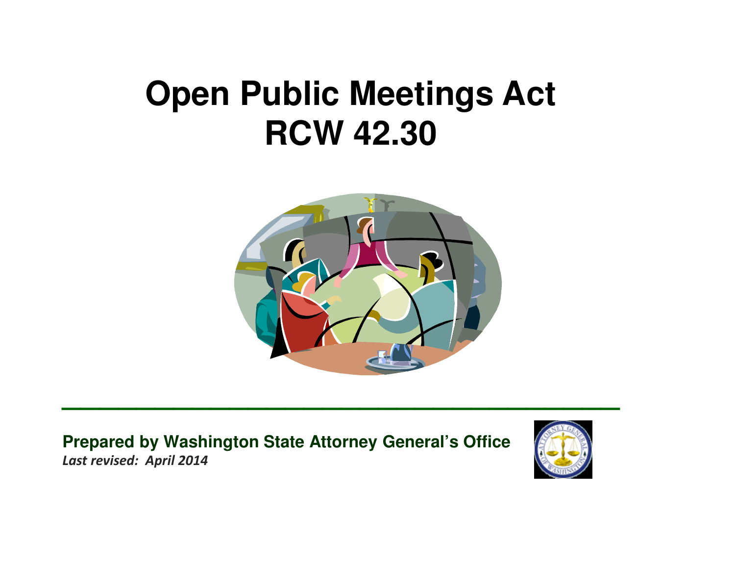# Open Public Meetings Act
# RCW 42.30

**Prepared by Washington State Attorney General's Office**

***Last revised: April 2014***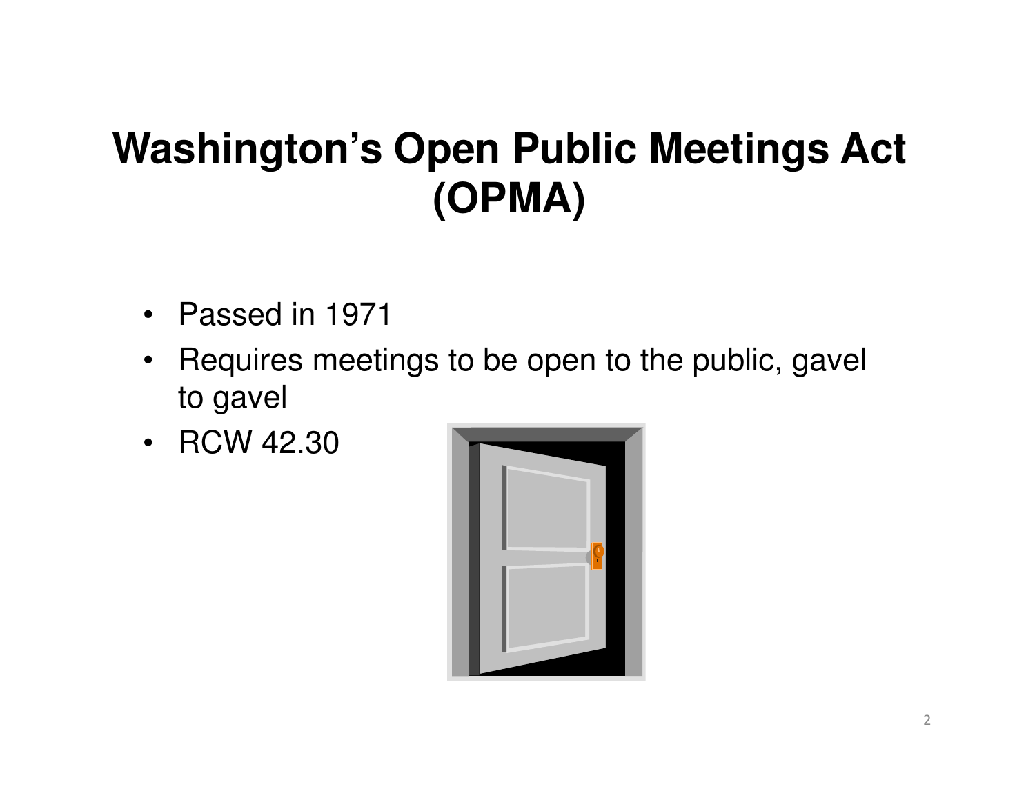# Washington's Open Public Meetings Act (OPMA)

- Passed in 1971
- Requires meetings to be open to the public, gavel to gavel
- RCW 42.30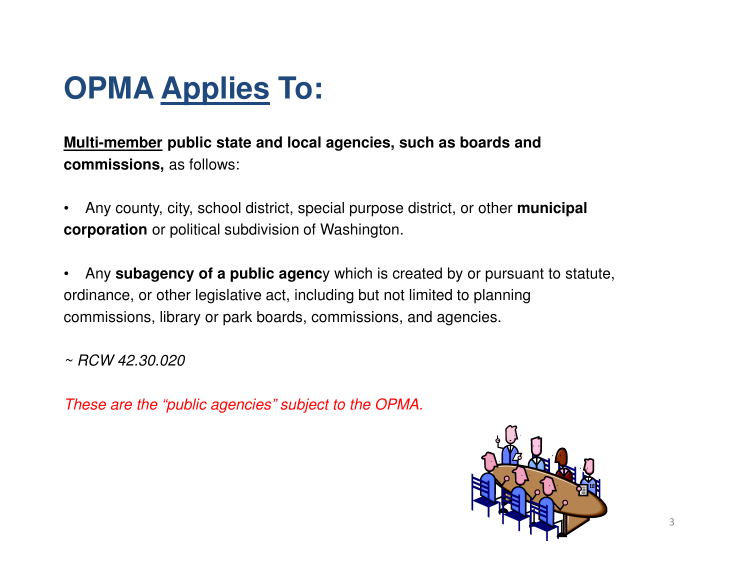# OPMA <u>Applies</u> To:

**<u>Multi-member</u> public state and local agencies, such as boards and commissions,** as follows:

- Any county, city, school district, special purpose district, or other **municipal corporation** or political subdivision of Washington.

- Any **subagency of a public agenc**y which is created by or pursuant to statute, ordinance, or other legislative act, including but not limited to planning commissions, library or park boards, commissions, and agencies.

*~ RCW 42.30.020*

*These are the "public agencies" subject to the OPMA.*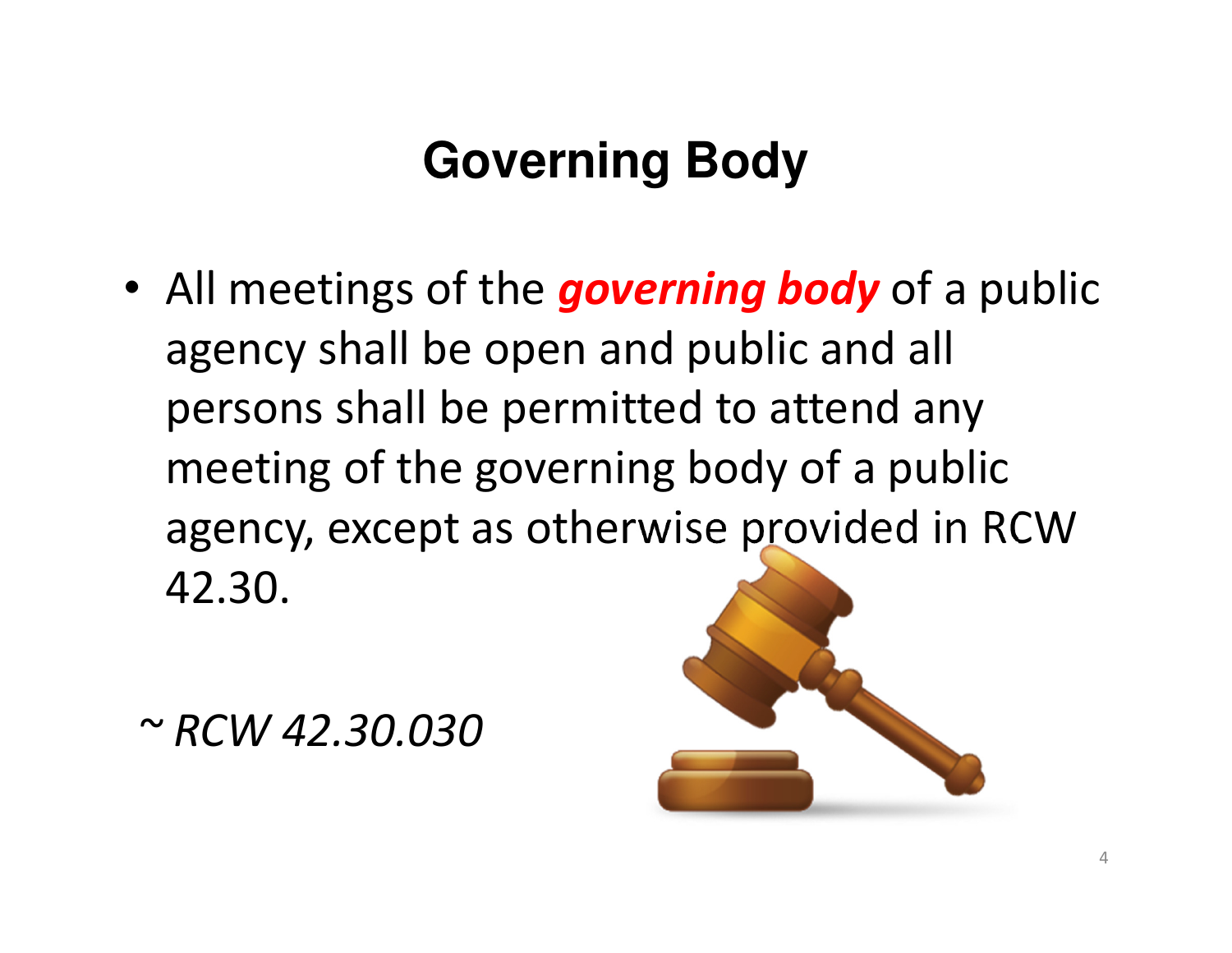# Governing Body

- All meetings of the ***governing body*** of a public agency shall be open and public and all persons shall be permitted to attend any meeting of the governing body of a public agency, except as otherwise provided in RCW 42.30.

*~ RCW 42.30.030*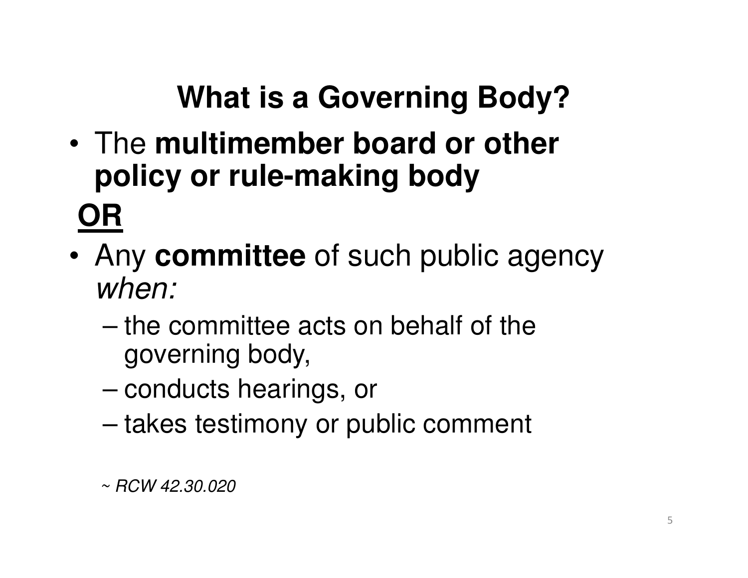# What is a Governing Body?

- The **multimember board or other policy or rule-making body**

**<u>OR</u>**

- Any **committee** of such public agency *when:*
  - the committee acts on behalf of the governing body,
  - conducts hearings, or
  - takes testimony or public comment

*~ RCW 42.30.020*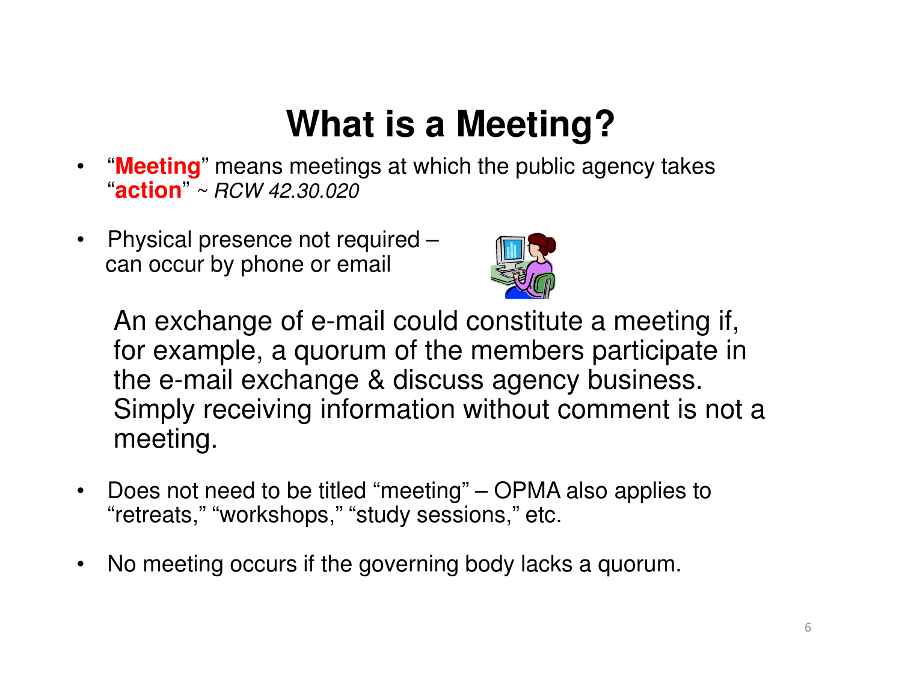# What is a Meeting?

- "**Meeting**" means meetings at which the public agency takes "**action**" ~ *RCW 42.30.020*
- Physical presence not required – can occur by phone or email

An exchange of e-mail could constitute a meeting if, for example, a quorum of the members participate in the e-mail exchange & discuss agency business. Simply receiving information without comment is not a meeting.

- Does not need to be titled "meeting" – OPMA also applies to "retreats," "workshops," "study sessions," etc.
- No meeting occurs if the governing body lacks a quorum.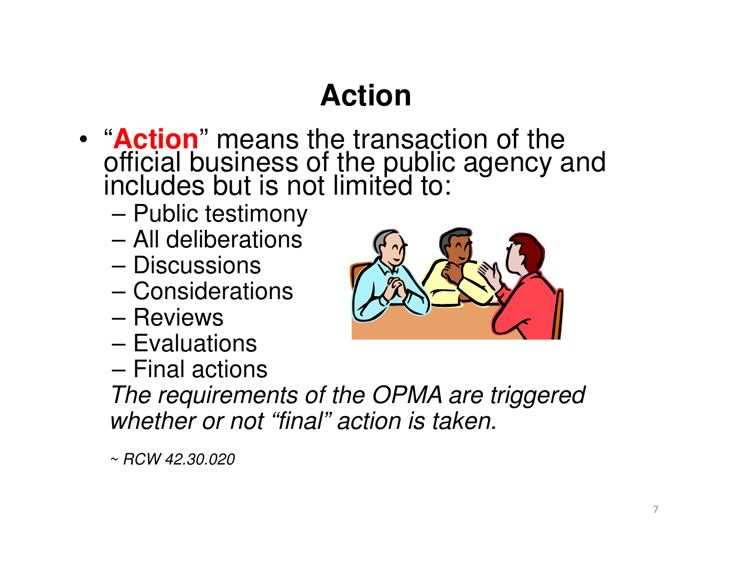# Action

- "**Action**" means the transaction of the official business of the public agency and includes but is not limited to:
  - Public testimony
  - All deliberations
  - Discussions
  - Considerations
  - Reviews
  - Evaluations
  - Final actions

  *The requirements of the OPMA are triggered whether or not "final" action is taken.*

  *~ RCW 42.30.020*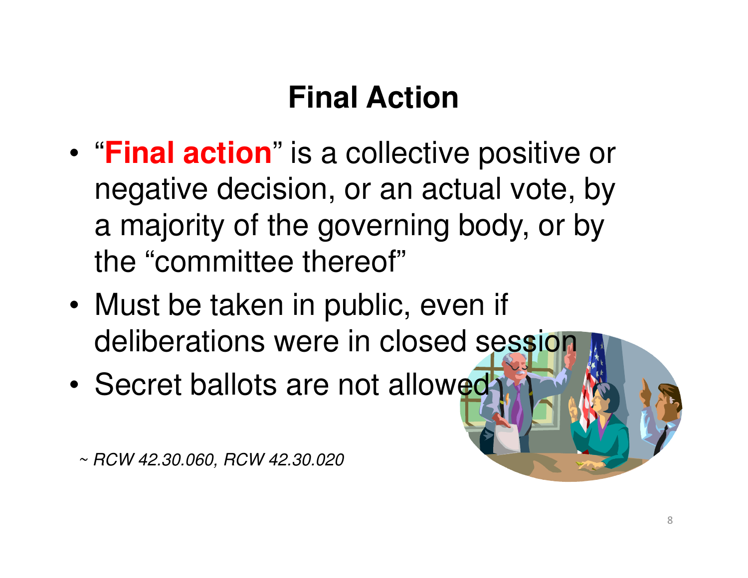# Final Action

- "**Final action**" is a collective positive or negative decision, or an actual vote, by a majority of the governing body, or by the "committee thereof"
- Must be taken in public, even if deliberations were in closed session
- Secret ballots are not allowed

*~ RCW 42.30.060, RCW 42.30.020*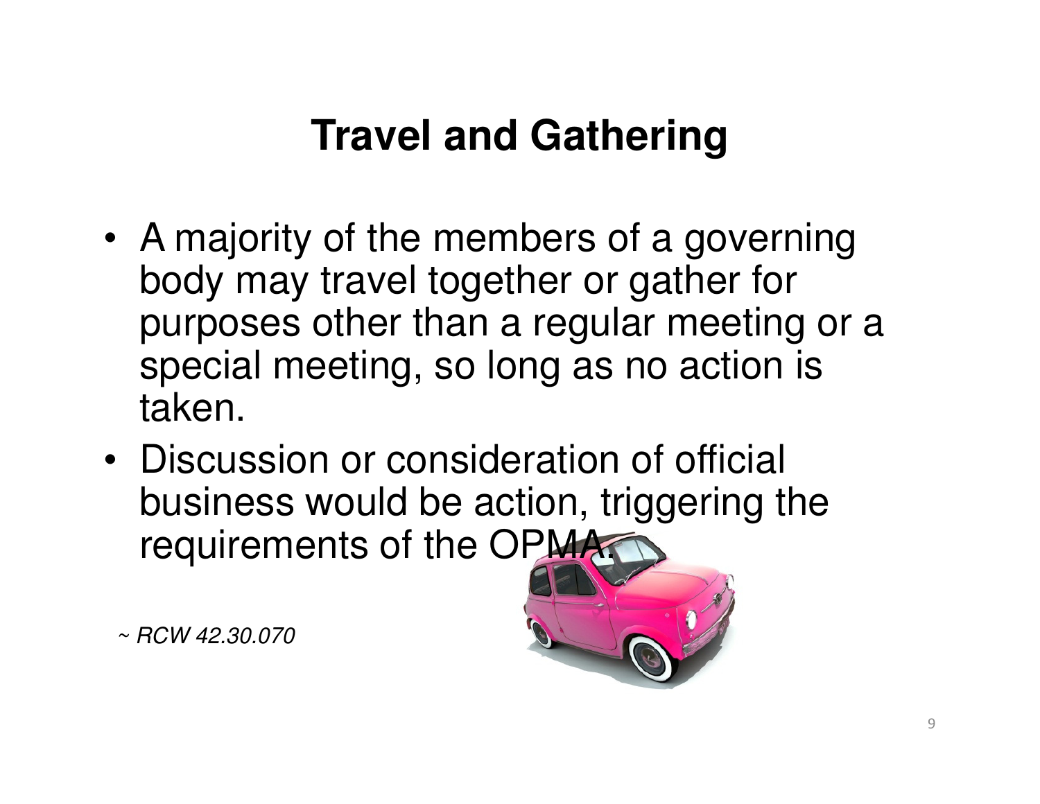# Travel and Gathering

- A majority of the members of a governing body may travel together or gather for purposes other than a regular meeting or a special meeting, so long as no action is taken.
- Discussion or consideration of official business would be action, triggering the requirements of the OPMA.

*~ RCW 42.30.070*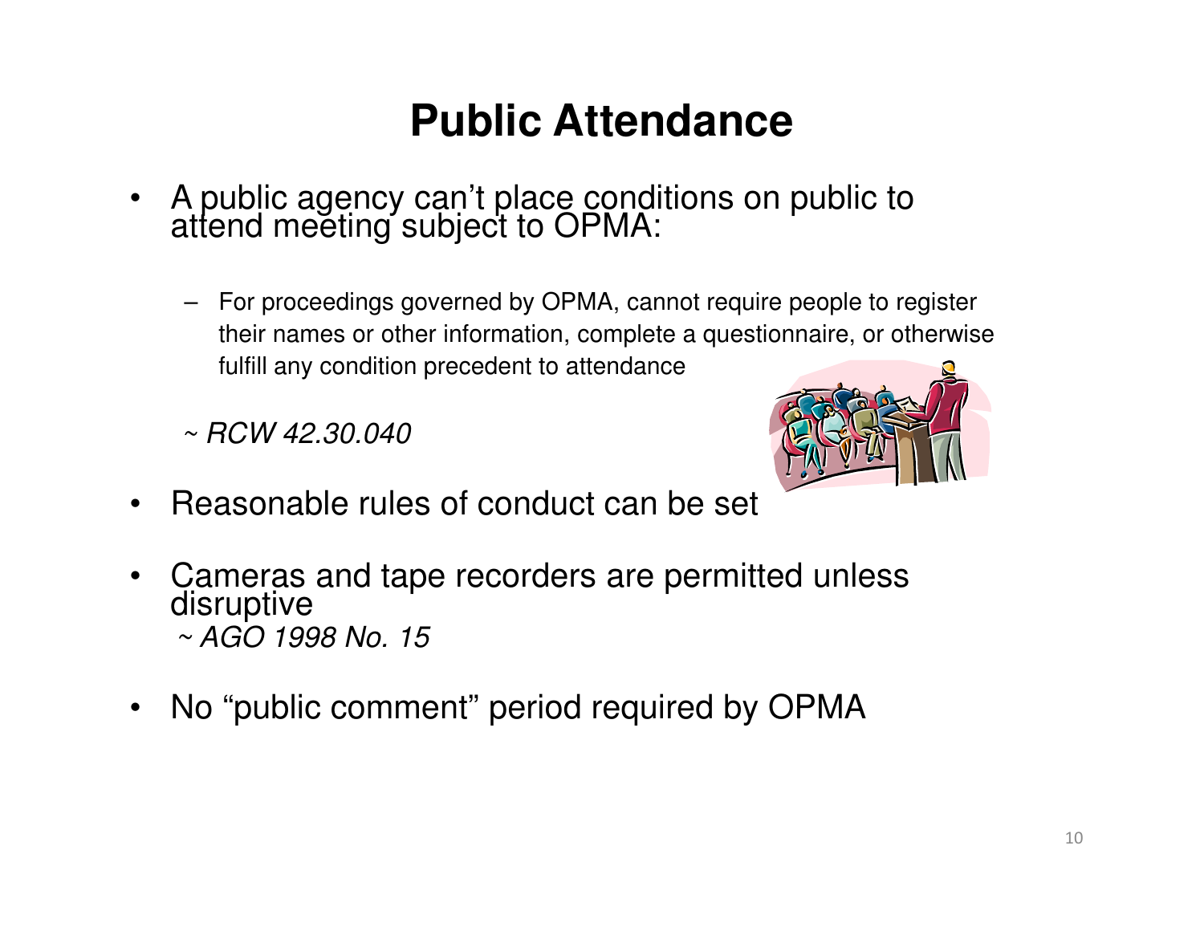# Public Attendance

- A public agency can't place conditions on public to attend meeting subject to OPMA:
  - For proceedings governed by OPMA, cannot require people to register their names or other information, complete a questionnaire, or otherwise fulfill any condition precedent to attendance

  ~ *RCW 42.30.040*

- Reasonable rules of conduct can be set

- Cameras and tape recorders are permitted unless disruptive
  ~ *AGO 1998 No. 15*

- No "public comment" period required by OPMA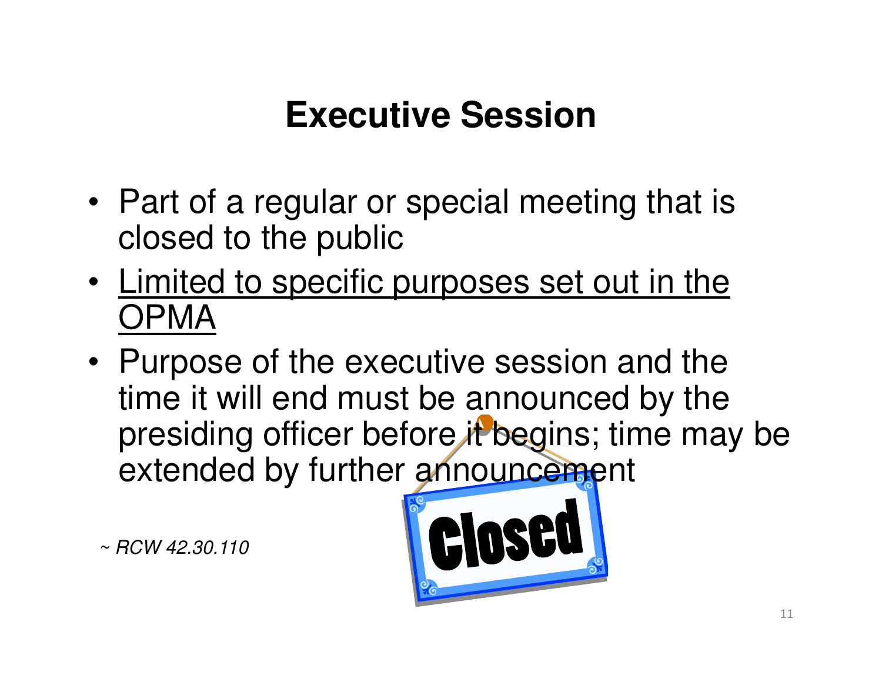# Executive Session

- Part of a regular or special meeting that is closed to the public
- Limited to specific purposes set out in the OPMA
- Purpose of the executive session and the time it will end must be announced by the presiding officer before it begins; time may be extended by further announcement

*~ RCW 42.30.110*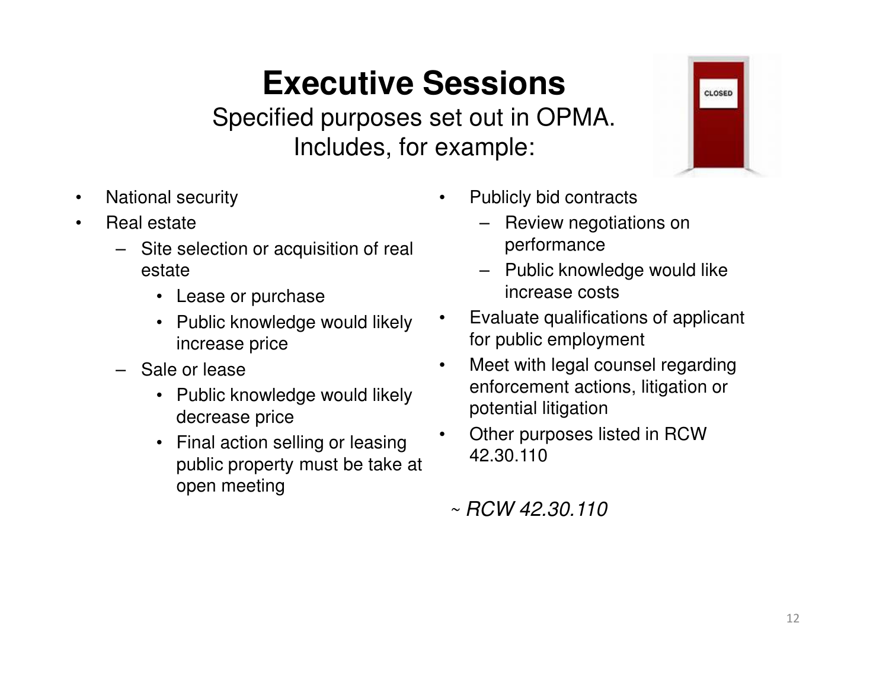# Executive Sessions

Specified purposes set out in OPMA.
Includes, for example:

- National security
- Real estate
  - Site selection or acquisition of real estate
    - Lease or purchase
    - Public knowledge would likely increase price
  - Sale or lease
    - Public knowledge would likely decrease price
    - Final action selling or leasing public property must be take at open meeting
- Publicly bid contracts
  - Review negotiations on performance
  - Public knowledge would like increase costs
- Evaluate qualifications of applicant for public employment
- Meet with legal counsel regarding enforcement actions, litigation or potential litigation
- Other purposes listed in RCW 42.30.110

~ *RCW 42.30.110*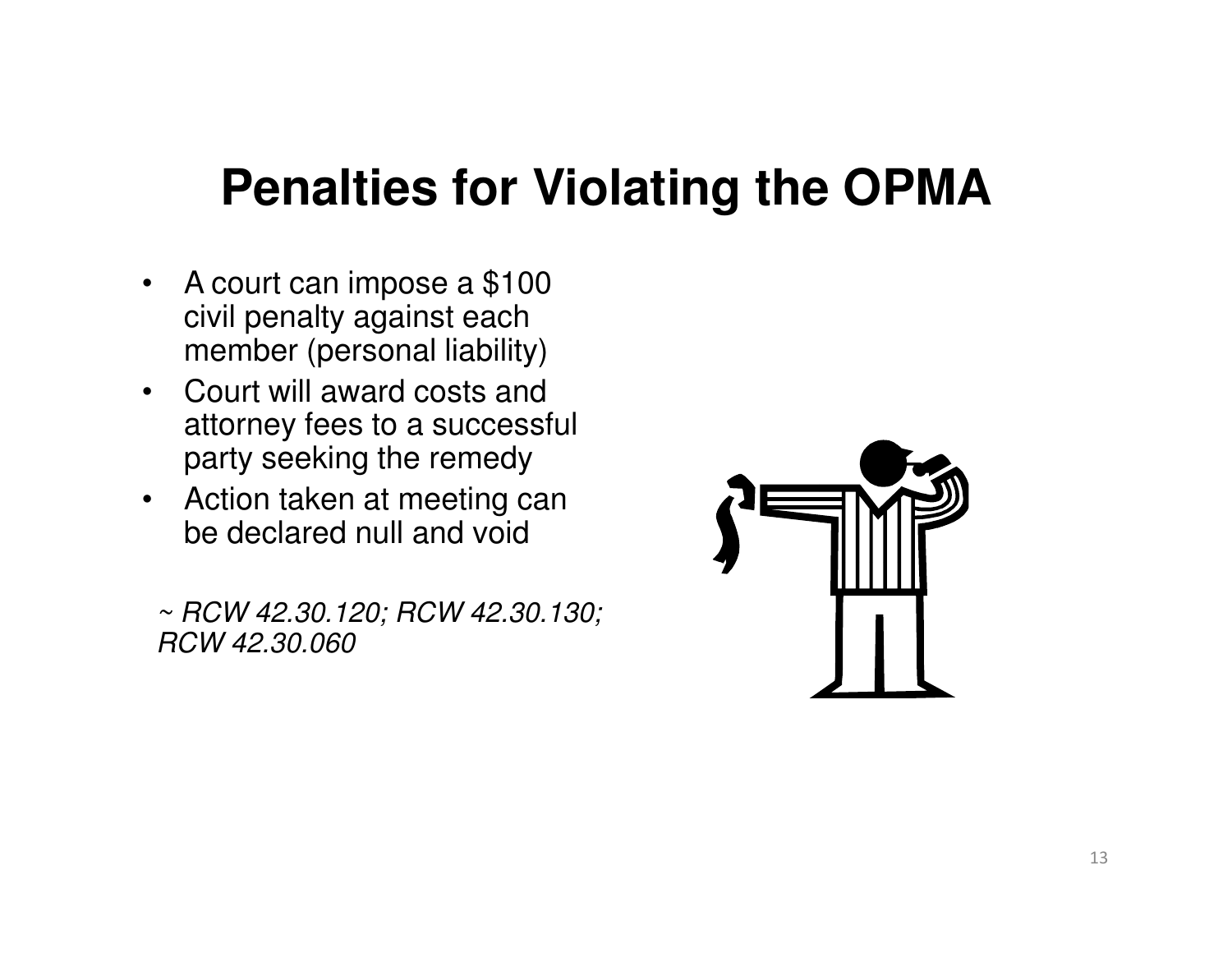# Penalties for Violating the OPMA

- A court can impose a $100 civil penalty against each member (personal liability)
- Court will award costs and attorney fees to a successful party seeking the remedy
- Action taken at meeting can be declared null and void

*~ RCW 42.30.120; RCW 42.30.130; RCW 42.30.060*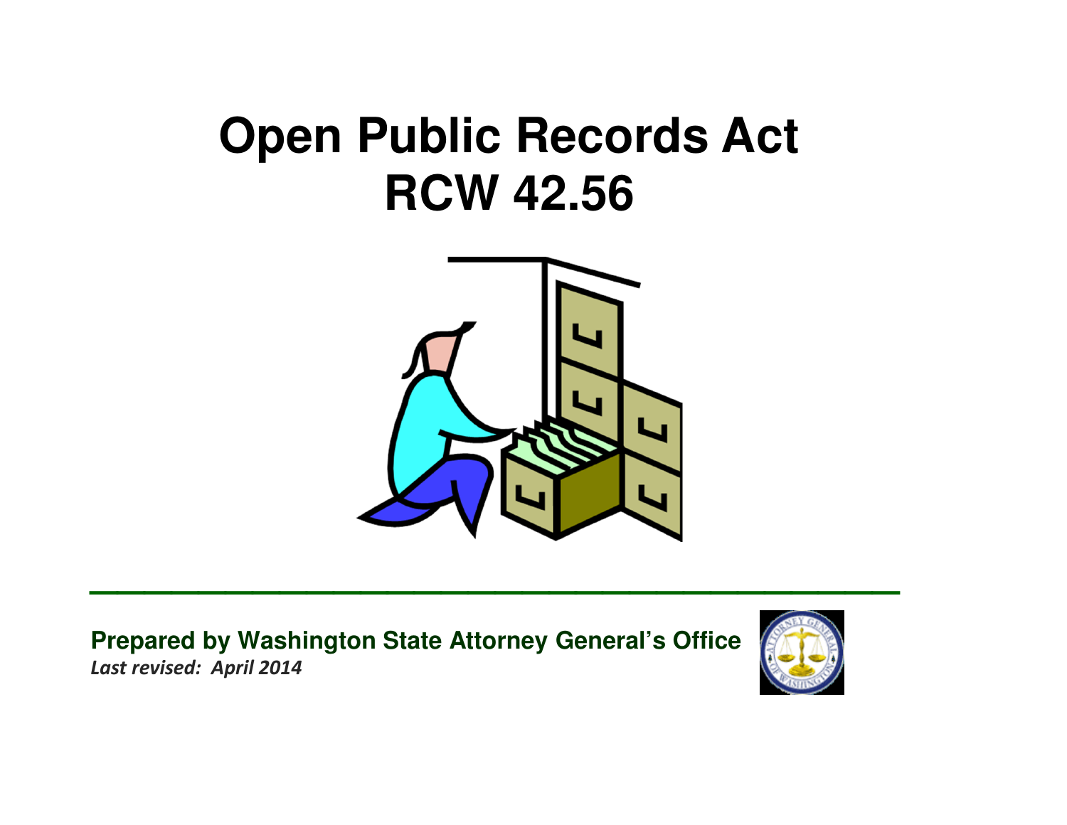# Open Public Records Act
# RCW 42.56

**Prepared by Washington State Attorney General's Office**

***Last revised: April 2014***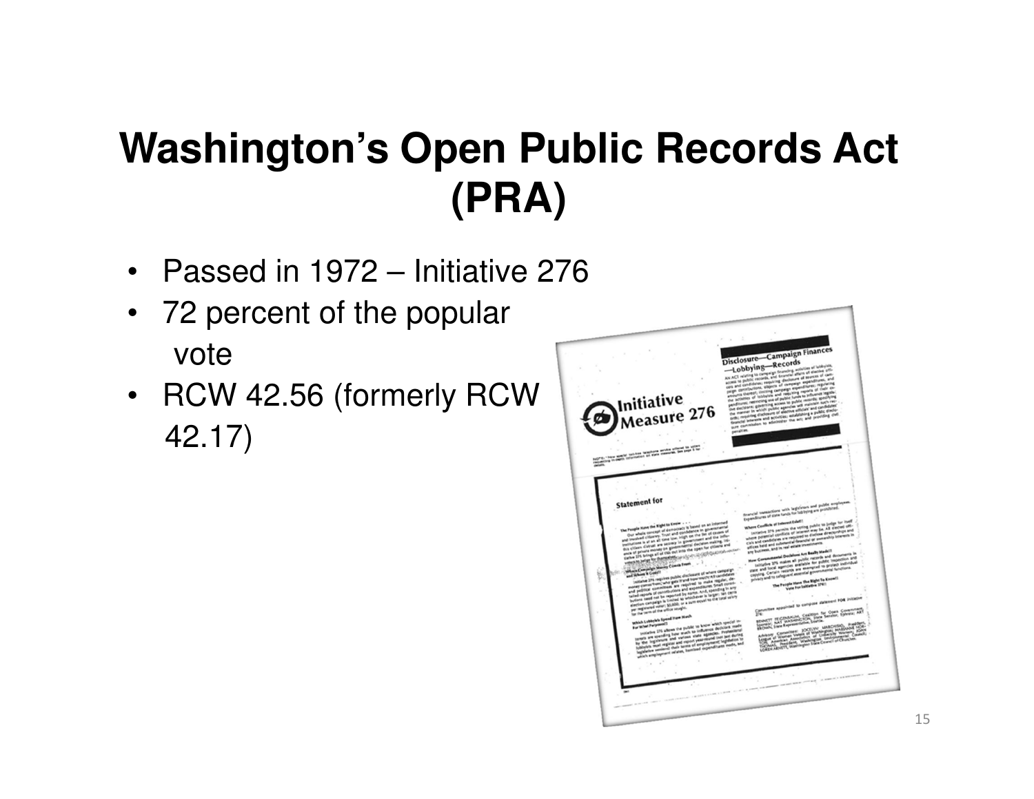# Washington's Open Public Records Act (PRA)

- Passed in 1972 – Initiative 276
- 72 percent of the popular vote
- RCW 42.56 (formerly RCW 42.17)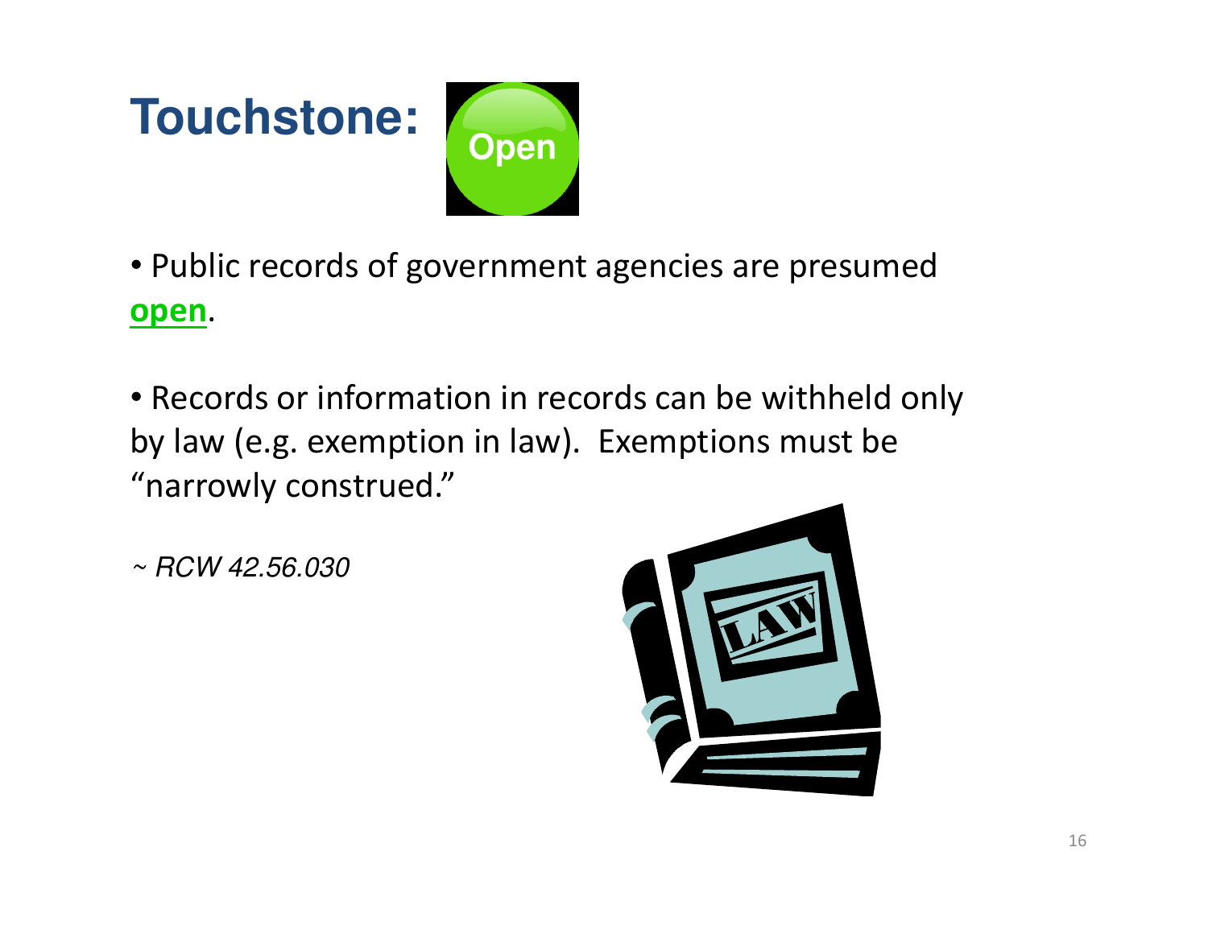# Touchstone: Open

- Public records of government agencies are presumed **open**.
- Records or information in records can be withheld only by law (e.g. exemption in law). Exemptions must be "narrowly construed."

*~ RCW 42.56.030*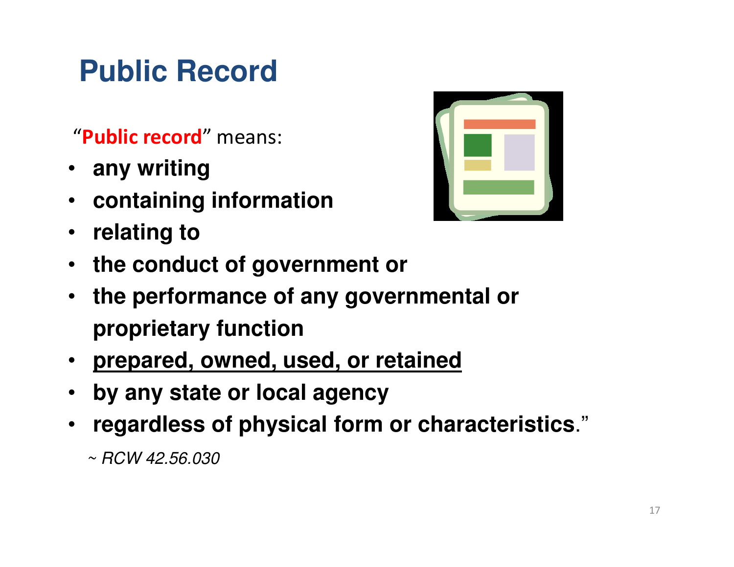# Public Record

"**Public record**" means:

- **any writing**
- **containing information**
- **relating to**
- **the conduct of government or**
- **the performance of any governmental or proprietary function**
- **<u>prepared, owned, used, or retained</u>**
- **by any state or local agency**
- **regardless of physical form or characteristics**."

*~ RCW 42.56.030*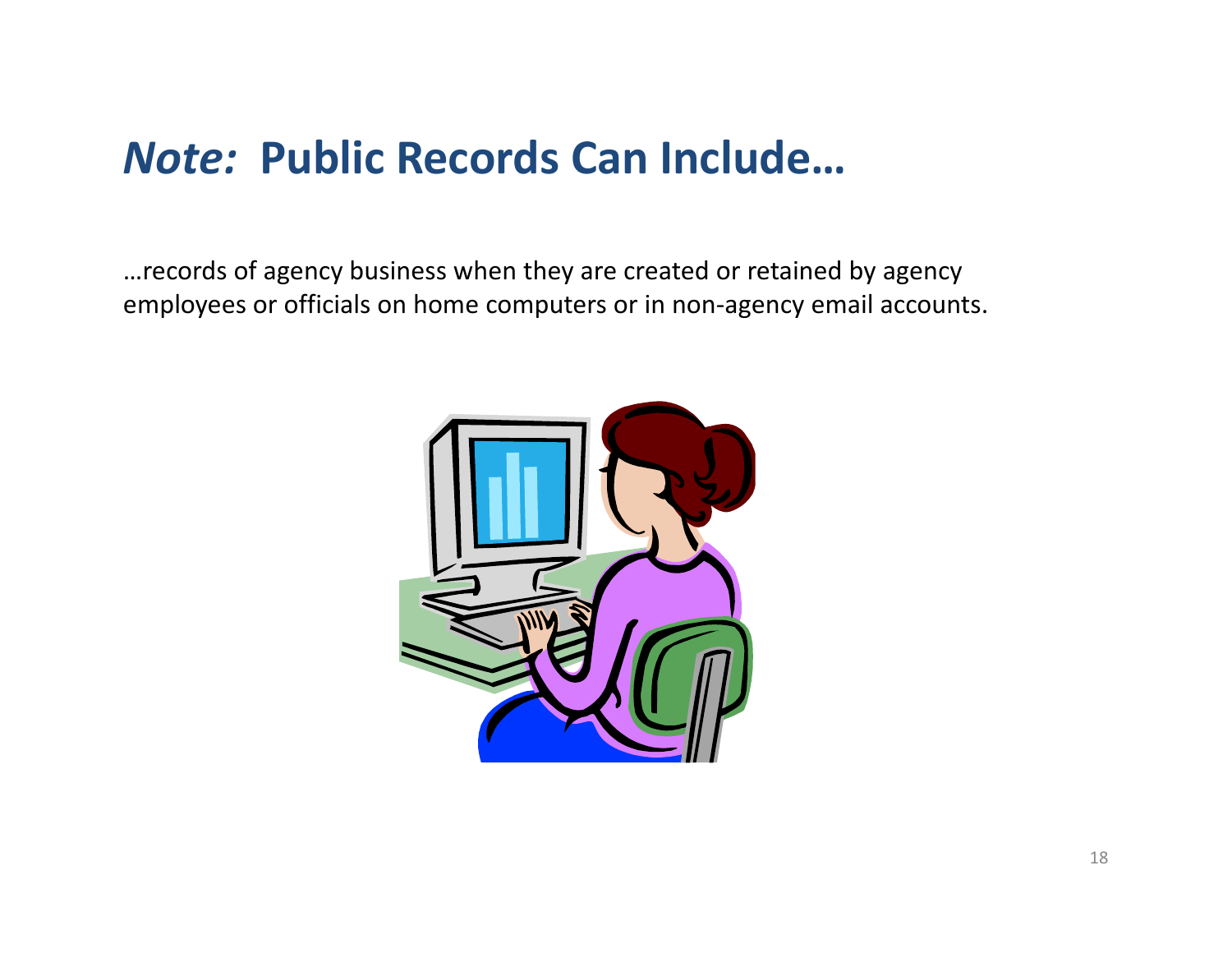# *Note:* Public Records Can Include…

…records of agency business when they are created or retained by agency employees or officials on home computers or in non-agency email accounts.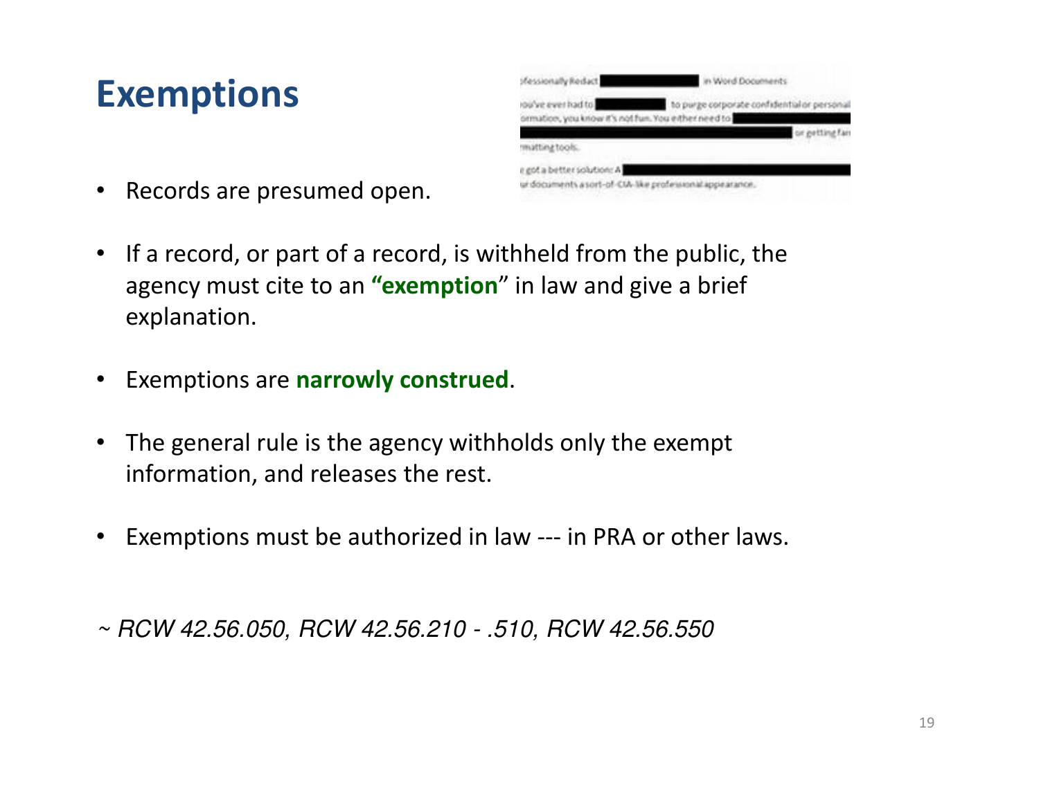# Exemptions

- Records are presumed open.

- If a record, or part of a record, is withheld from the public, the agency must cite to an **"exemption"** in law and give a brief explanation.

- Exemptions are **narrowly construed**.

- The general rule is the agency withholds only the exempt information, and releases the rest.

- Exemptions must be authorized in law --- in PRA or other laws.

*~ RCW 42.56.050, RCW 42.56.210 - .510, RCW 42.56.550*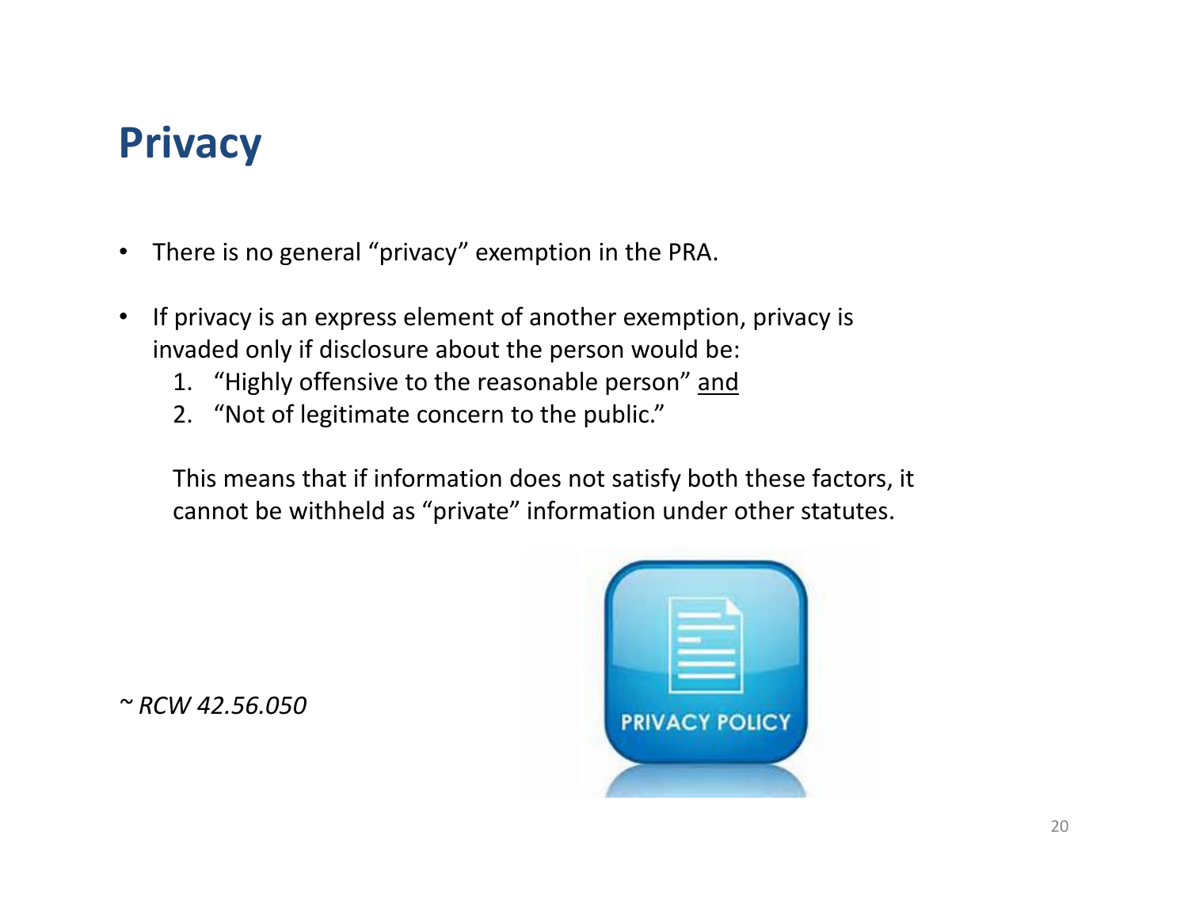# Privacy

- There is no general "privacy" exemption in the PRA.
- If privacy is an express element of another exemption, privacy is invaded only if disclosure about the person would be:
  1. "Highly offensive to the reasonable person" <u>and</u>
  2. "Not of legitimate concern to the public."

  This means that if information does not satisfy both these factors, it cannot be withheld as "private" information under other statutes.

~ *RCW 42.56.050*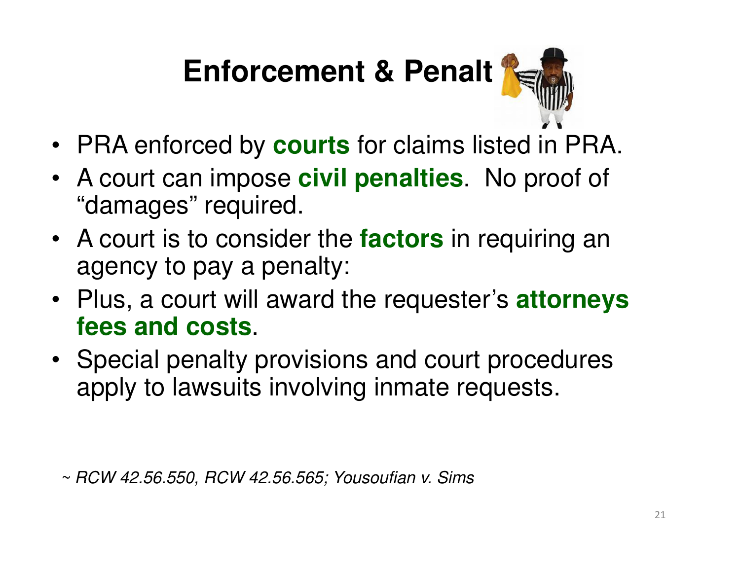# Enforcement & Penalt

- PRA enforced by **courts** for claims listed in PRA.
- A court can impose **civil penalties**. No proof of "damages" required.
- A court is to consider the **factors** in requiring an agency to pay a penalty:
- Plus, a court will award the requester's **attorneys fees and costs**.
- Special penalty provisions and court procedures apply to lawsuits involving inmate requests.

~ *RCW 42.56.550, RCW 42.56.565; Yousoufian v. Sims*